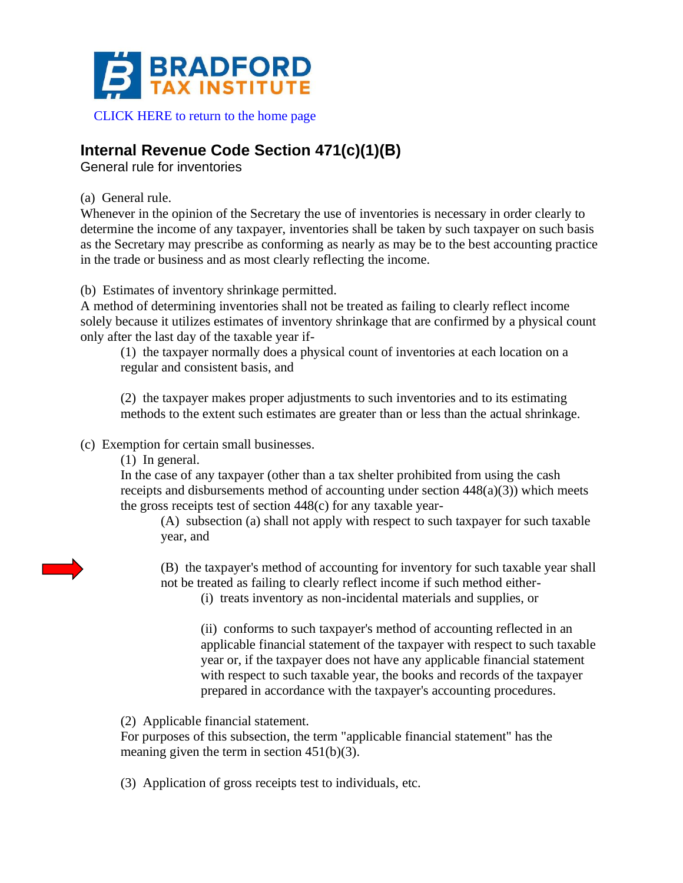# BRADFORD TAX INSTITUTE

CLICK HERE to return to the home page

## Internal Revenue Code Section 471(c)(1)(B)

General rule for inventories

(a) General rule.

Whenever in the opinion of the Secretary the use of inventories is necessary in order clearly to determine the income of any taxpayer, inventories shall be taken by such taxpayer on such basis as the Secretary may prescribe as conforming as nearly as may be to the best accounting practice in the trade or business and as most clearly reflecting the income.

(b) Estimates of inventory shrinkage permitted.

A method of determining inventories shall not be treated as failing to clearly reflect income solely because it utilizes estimates of inventory shrinkage that are confirmed by a physical count only after the last day of the taxable year if-

> (1) the taxpayer normally does a physical count of inventories at each location on a regular and consistent basis, and
>
> (2) the taxpayer makes proper adjustments to such inventories and to its estimating methods to the extent such estimates are greater than or less than the actual shrinkage.

(c) Exemption for certain small businesses.

> (1) In general.
>
> In the case of any taxpayer (other than a tax shelter prohibited from using the cash receipts and disbursements method of accounting under section 448(a)(3)) which meets the gross receipts test of section 448(c) for any taxable year-
>
> > (A) subsection (a) shall not apply with respect to such taxpayer for such taxable year, and
> >
> > (B) the taxpayer's method of accounting for inventory for such taxable year shall not be treated as failing to clearly reflect income if such method either-
> >
> > > (i) treats inventory as non-incidental materials and supplies, or
> > >
> > > (ii) conforms to such taxpayer's method of accounting reflected in an applicable financial statement of the taxpayer with respect to such taxable year or, if the taxpayer does not have any applicable financial statement with respect to such taxable year, the books and records of the taxpayer prepared in accordance with the taxpayer's accounting procedures.
>
> (2) Applicable financial statement.
>
> For purposes of this subsection, the term "applicable financial statement" has the meaning given the term in section 451(b)(3).
>
> (3) Application of gross receipts test to individuals, etc.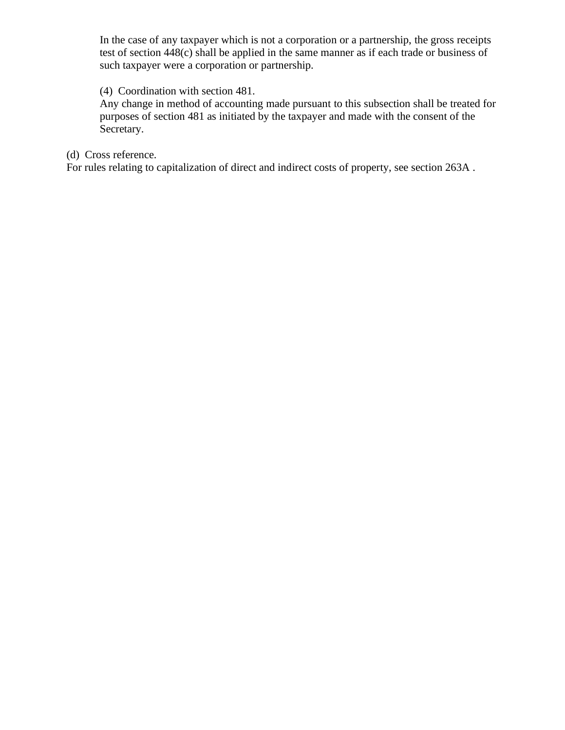In the case of any taxpayer which is not a corporation or a partnership, the gross receipts test of section 448(c) shall be applied in the same manner as if each trade or business of such taxpayer were a corporation or partnership.

(4) Coordination with section 481.

Any change in method of accounting made pursuant to this subsection shall be treated for purposes of section 481 as initiated by the taxpayer and made with the consent of the Secretary.

(d) Cross reference.

For rules relating to capitalization of direct and indirect costs of property, see section 263A .